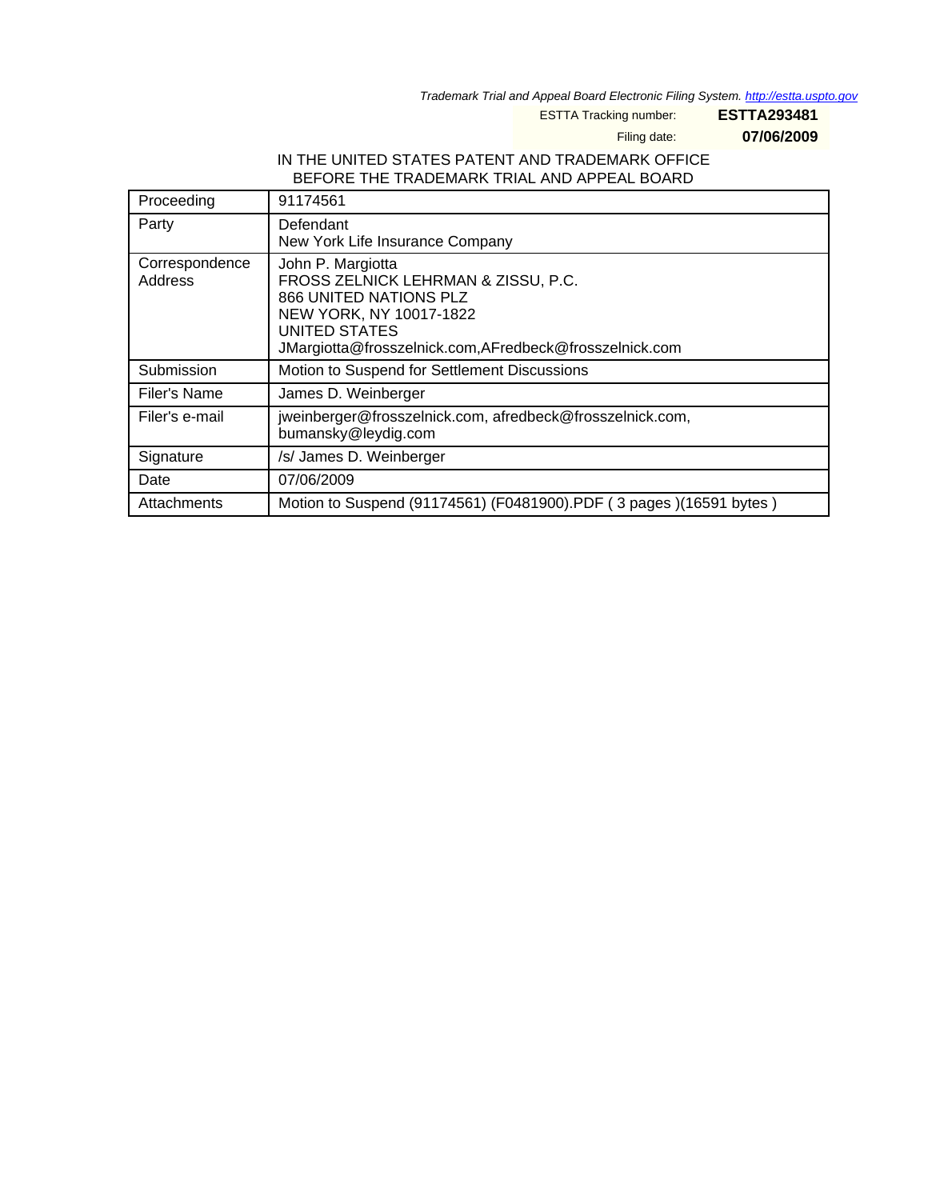*Trademark Trial and Appeal Board Electronic Filing System. http://estta.uspto.gov*

ESTTA Tracking number: **ESTTA293481**

Filing date: **07/06/2009**

IN THE UNITED STATES PATENT AND TRADEMARK OFFICE
BEFORE THE TRADEMARK TRIAL AND APPEAL BOARD

| Proceeding | 91174561 |
|---|---|
| Party | Defendant<br>New York Life Insurance Company |
| Correspondence Address | John P. Margiotta<br>FROSS ZELNICK LEHRMAN & ZISSU, P.C.<br>866 UNITED NATIONS PLZ<br>NEW YORK, NY 10017-1822<br>UNITED STATES<br>JMargiotta@frosszelnick.com,AFredbeck@frosszelnick.com |
| Submission | Motion to Suspend for Settlement Discussions |
| Filer's Name | James D. Weinberger |
| Filer's e-mail | jweinberger@frosszelnick.com, afredbeck@frosszelnick.com, bumansky@leydig.com |
| Signature | /s/ James D. Weinberger |
| Date | 07/06/2009 |
| Attachments | Motion to Suspend (91174561) (F0481900).PDF ( 3 pages )(16591 bytes ) |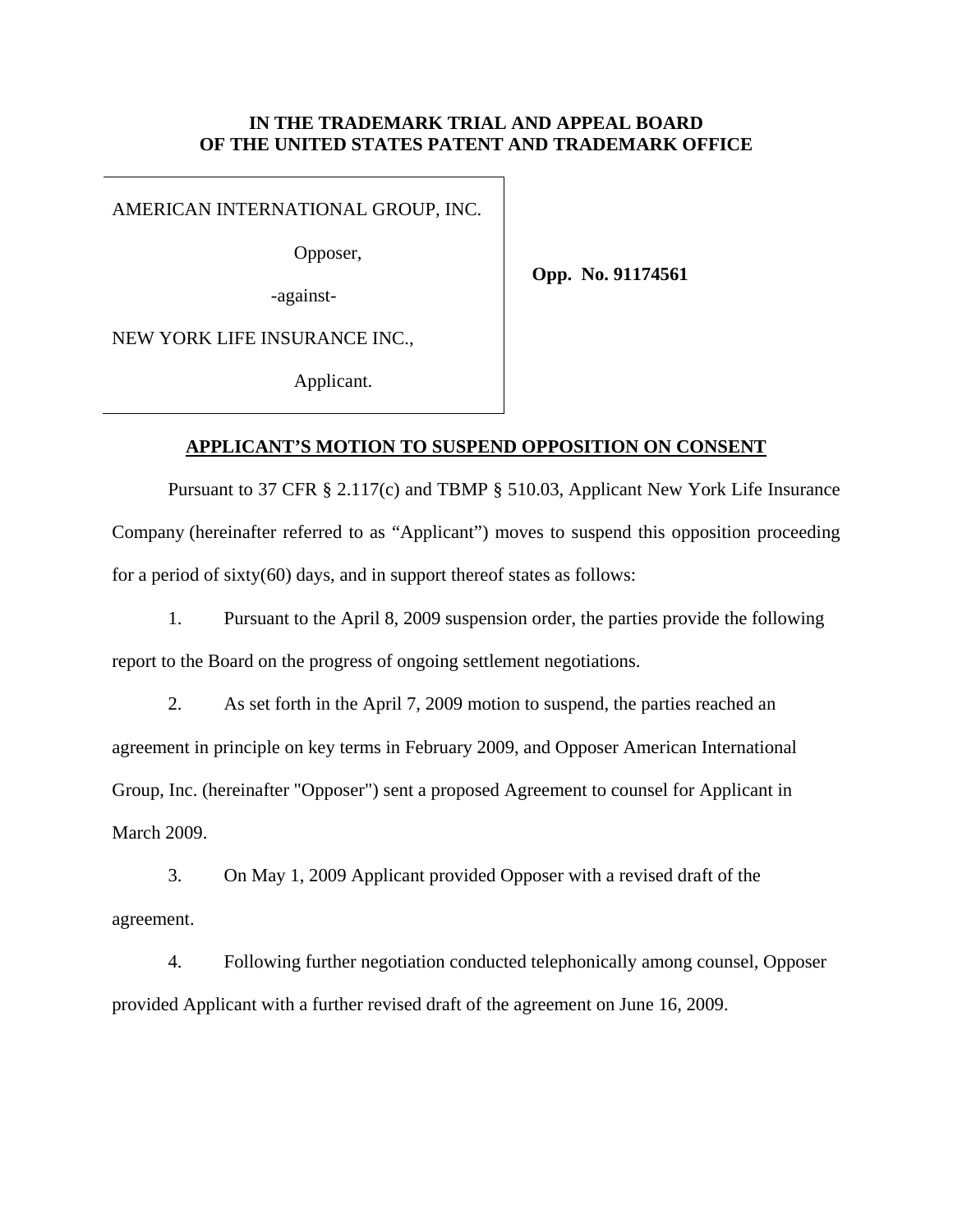**IN THE TRADEMARK TRIAL AND APPEAL BOARD**
**OF THE UNITED STATES PATENT AND TRADEMARK OFFICE**

| | |
|---|---|
| AMERICAN INTERNATIONAL GROUP, INC.<br><br>Opposer,<br><br>-against-<br><br>NEW YORK LIFE INSURANCE INC.,<br><br>Applicant. | **Opp. No. 91174561** |

**APPLICANT'S MOTION TO SUSPEND OPPOSITION ON CONSENT**

Pursuant to 37 CFR § 2.117(c) and TBMP § 510.03, Applicant New York Life Insurance Company (hereinafter referred to as "Applicant") moves to suspend this opposition proceeding for a period of sixty(60) days, and in support thereof states as follows:

1. Pursuant to the April 8, 2009 suspension order, the parties provide the following report to the Board on the progress of ongoing settlement negotiations.

2. As set forth in the April 7, 2009 motion to suspend, the parties reached an agreement in principle on key terms in February 2009, and Opposer American International Group, Inc. (hereinafter "Opposer") sent a proposed Agreement to counsel for Applicant in March 2009.

3. On May 1, 2009 Applicant provided Opposer with a revised draft of the agreement.

4. Following further negotiation conducted telephonically among counsel, Opposer provided Applicant with a further revised draft of the agreement on June 16, 2009.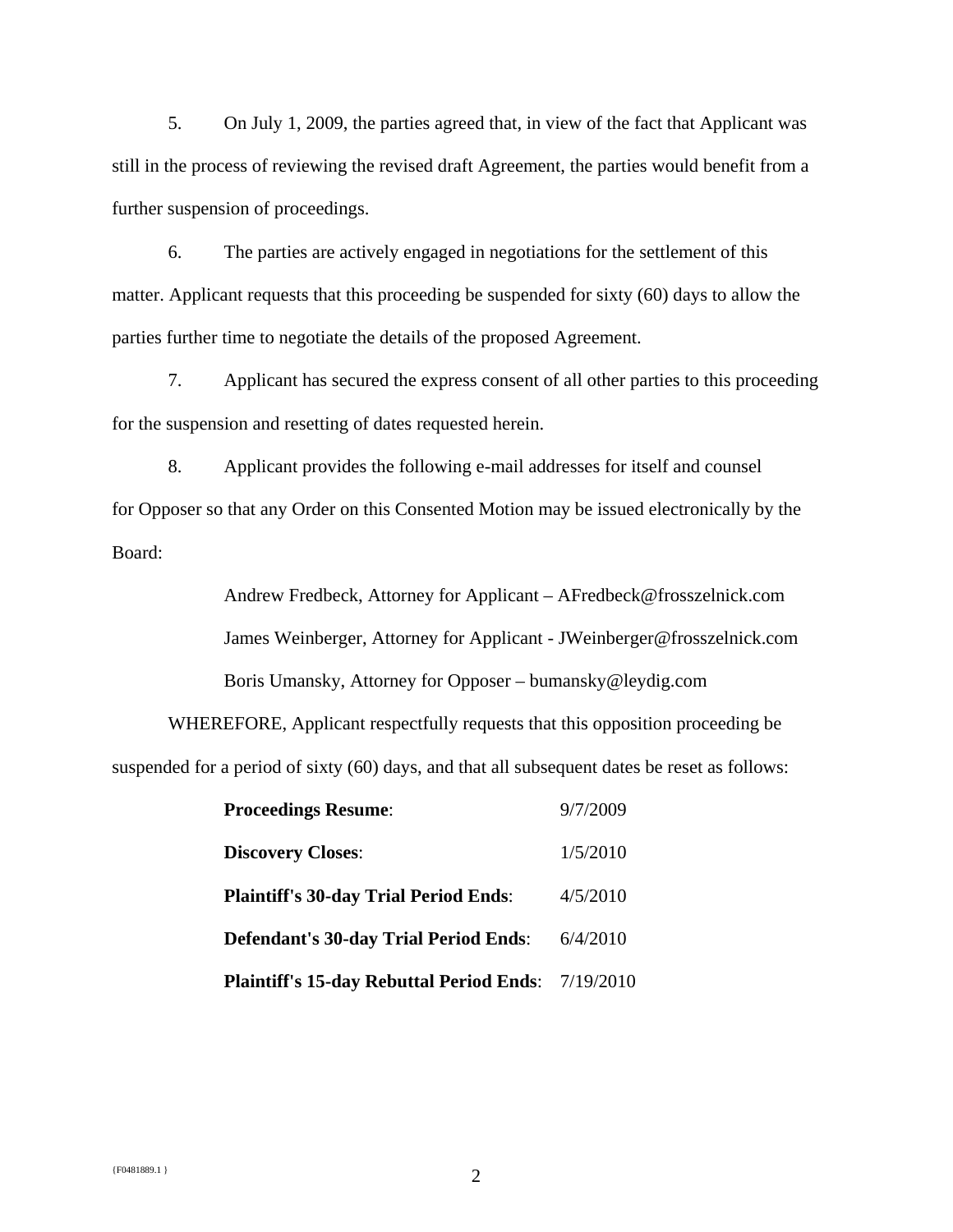5. On July 1, 2009, the parties agreed that, in view of the fact that Applicant was still in the process of reviewing the revised draft Agreement, the parties would benefit from a further suspension of proceedings.

6. The parties are actively engaged in negotiations for the settlement of this matter. Applicant requests that this proceeding be suspended for sixty (60) days to allow the parties further time to negotiate the details of the proposed Agreement.

7. Applicant has secured the express consent of all other parties to this proceeding for the suspension and resetting of dates requested herein.

8. Applicant provides the following e-mail addresses for itself and counsel for Opposer so that any Order on this Consented Motion may be issued electronically by the Board:

Andrew Fredbeck, Attorney for Applicant – AFredbeck@frosszelnick.com

James Weinberger, Attorney for Applicant - JWeinberger@frosszelnick.com

Boris Umansky, Attorney for Opposer – bumansky@leydig.com

WHEREFORE, Applicant respectfully requests that this opposition proceeding be suspended for a period of sixty (60) days, and that all subsequent dates be reset as follows:

| | |
|---|---|
| **Proceedings Resume**: | 9/7/2009 |
| **Discovery Closes**: | 1/5/2010 |
| **Plaintiff's 30-day Trial Period Ends**: | 4/5/2010 |
| **Defendant's 30-day Trial Period Ends**: | 6/4/2010 |
| **Plaintiff's 15-day Rebuttal Period Ends**: | 7/19/2010 |

{F0481889.1 }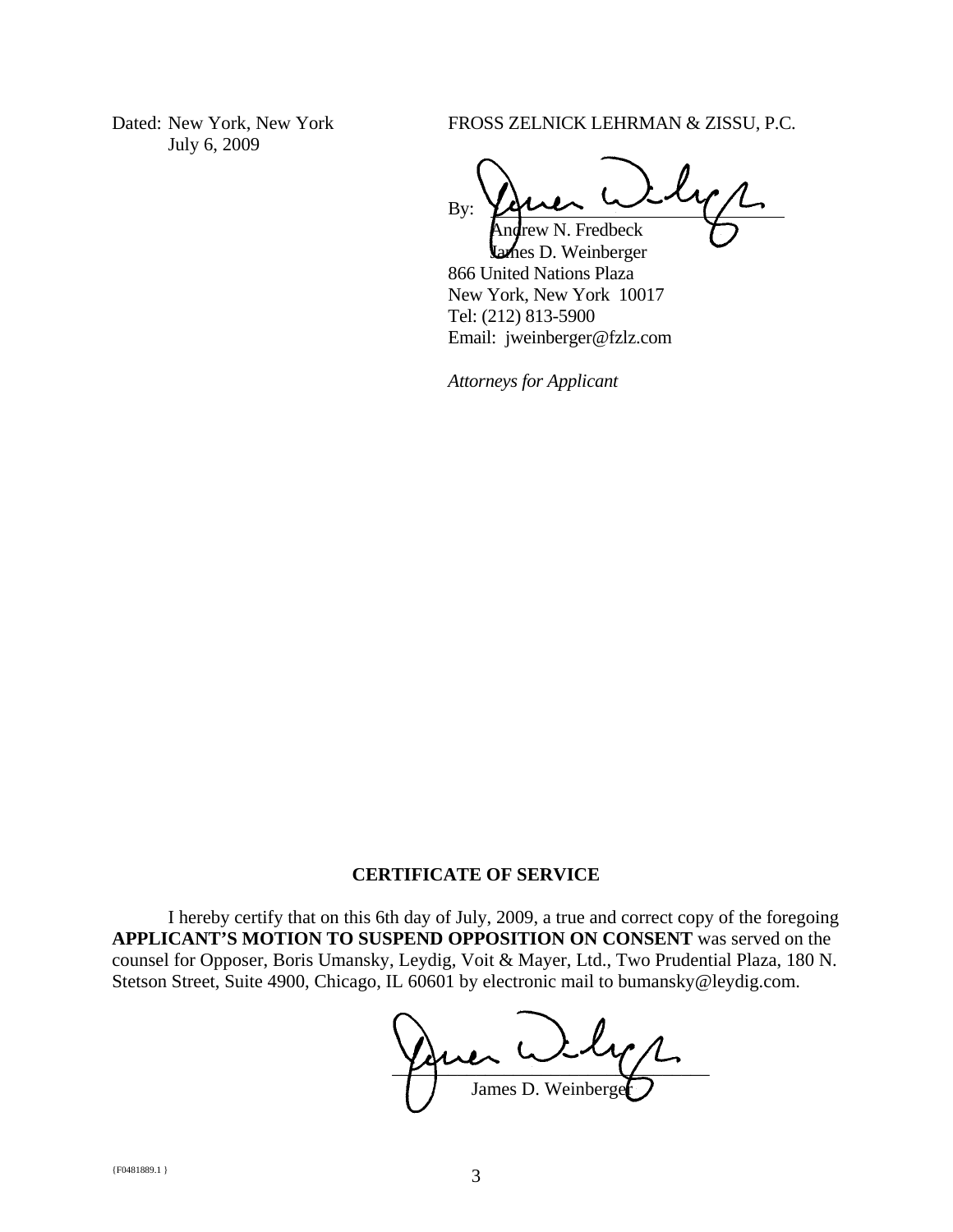Dated: New York, New York
July 6, 2009

FROSS ZELNICK LEHRMAN & ZISSU, P.C.

By: ______________________________
Andrew N. Fredbeck
James D. Weinberger
866 United Nations Plaza
New York, New York 10017
Tel: (212) 813-5900
Email: jweinberger@fzlz.com

*Attorneys for Applicant*

**CERTIFICATE OF SERVICE**

I hereby certify that on this 6th day of July, 2009, a true and correct copy of the foregoing **APPLICANT'S MOTION TO SUSPEND OPPOSITION ON CONSENT** was served on the counsel for Opposer, Boris Umansky, Leydig, Voit & Mayer, Ltd., Two Prudential Plaza, 180 N. Stetson Street, Suite 4900, Chicago, IL 60601 by electronic mail to bumansky@leydig.com.

______________________________
James D. Weinberger

{F0481889.1 }